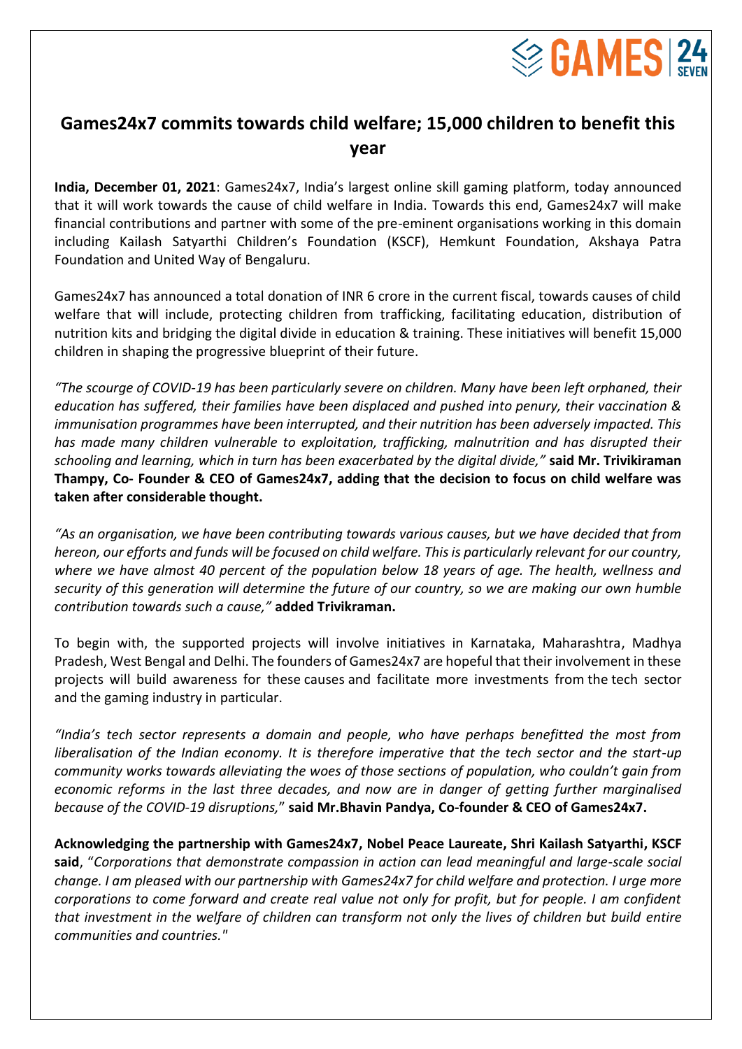# Games24x7 commits towards child welfare; 15,000 children to benefit this year

**India, December 01, 2021**: Games24x7, India's largest online skill gaming platform, today announced that it will work towards the cause of child welfare in India. Towards this end, Games24x7 will make financial contributions and partner with some of the pre-eminent organisations working in this domain including Kailash Satyarthi Children's Foundation (KSCF), Hemkunt Foundation, Akshaya Patra Foundation and United Way of Bengaluru.

Games24x7 has announced a total donation of INR 6 crore in the current fiscal, towards causes of child welfare that will include, protecting children from trafficking, facilitating education, distribution of nutrition kits and bridging the digital divide in education & training. These initiatives will benefit 15,000 children in shaping the progressive blueprint of their future.

*"The scourge of COVID-19 has been particularly severe on children. Many have been left orphaned, their education has suffered, their families have been displaced and pushed into penury, their vaccination & immunisation programmes have been interrupted, and their nutrition has been adversely impacted. This has made many children vulnerable to exploitation, trafficking, malnutrition and has disrupted their schooling and learning, which in turn has been exacerbated by the digital divide,"* **said Mr. Trivikiraman Thampy, Co- Founder & CEO of Games24x7, adding that the decision to focus on child welfare was taken after considerable thought.**

*"As an organisation, we have been contributing towards various causes, but we have decided that from hereon, our efforts and funds will be focused on child welfare. This is particularly relevant for our country, where we have almost 40 percent of the population below 18 years of age. The health, wellness and security of this generation will determine the future of our country, so we are making our own humble contribution towards such a cause,"* **added Trivikraman.**

To begin with, the supported projects will involve initiatives in Karnataka, Maharashtra, Madhya Pradesh, West Bengal and Delhi. The founders of Games24x7 are hopeful that their involvement in these projects will build awareness for these causes and facilitate more investments from the tech sector and the gaming industry in particular.

*"India's tech sector represents a domain and people, who have perhaps benefitted the most from liberalisation of the Indian economy. It is therefore imperative that the tech sector and the start-up community works towards alleviating the woes of those sections of population, who couldn't gain from economic reforms in the last three decades, and now are in danger of getting further marginalised because of the COVID-19 disruptions,"* **said Mr.Bhavin Pandya, Co-founder & CEO of Games24x7.**

**Acknowledging the partnership with Games24x7, Nobel Peace Laureate, Shri Kailash Satyarthi, KSCF said**, "*Corporations that demonstrate compassion in action can lead meaningful and large-scale social change. I am pleased with our partnership with Games24x7 for child welfare and protection. I urge more corporations to come forward and create real value not only for profit, but for people. I am confident that investment in the welfare of children can transform not only the lives of children but build entire communities and countries."*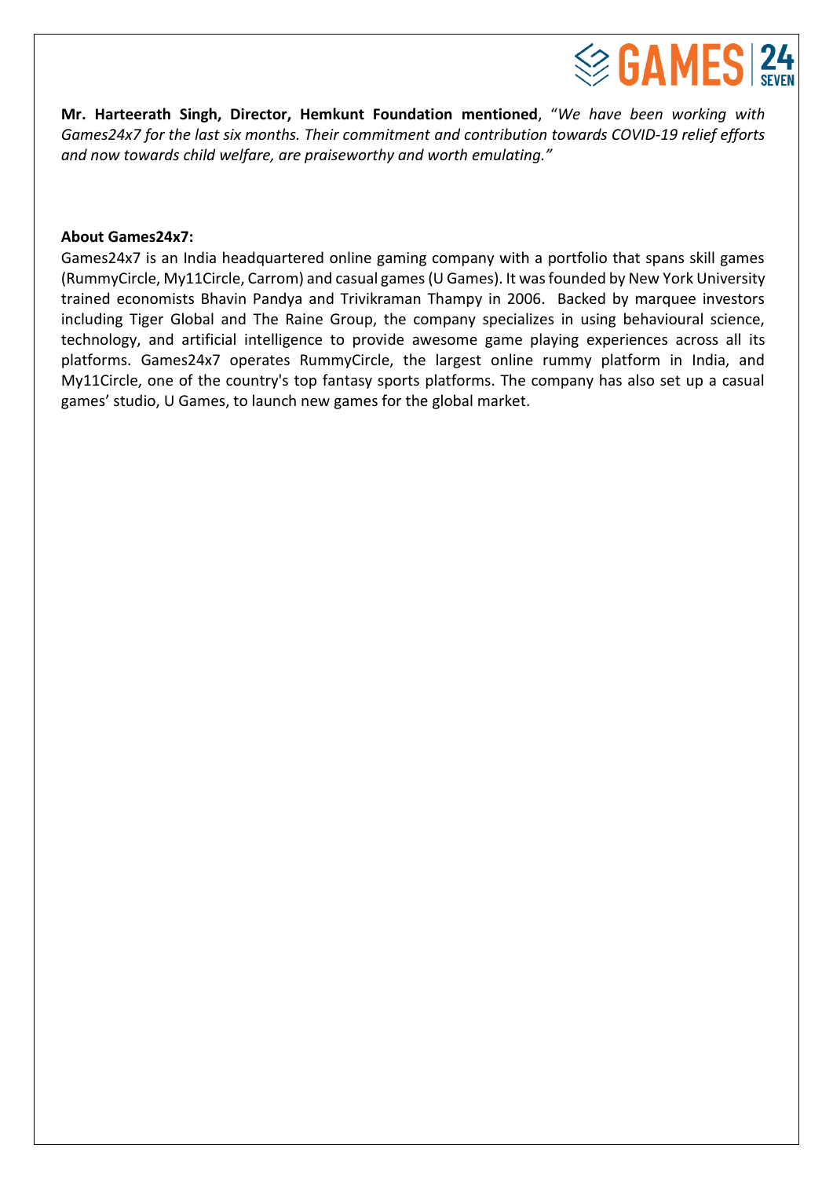**Mr. Harteerath Singh, Director, Hemkunt Foundation mentioned**, "*We have been working with Games24x7 for the last six months. Their commitment and contribution towards COVID-19 relief efforts and now towards child welfare, are praiseworthy and worth emulating.*"

**About Games24x7:**

Games24x7 is an India headquartered online gaming company with a portfolio that spans skill games (RummyCircle, My11Circle, Carrom) and casual games (U Games). It was founded by New York University trained economists Bhavin Pandya and Trivikraman Thampy in 2006. Backed by marquee investors including Tiger Global and The Raine Group, the company specializes in using behavioural science, technology, and artificial intelligence to provide awesome game playing experiences across all its platforms. Games24x7 operates RummyCircle, the largest online rummy platform in India, and My11Circle, one of the country's top fantasy sports platforms. The company has also set up a casual games' studio, U Games, to launch new games for the global market.